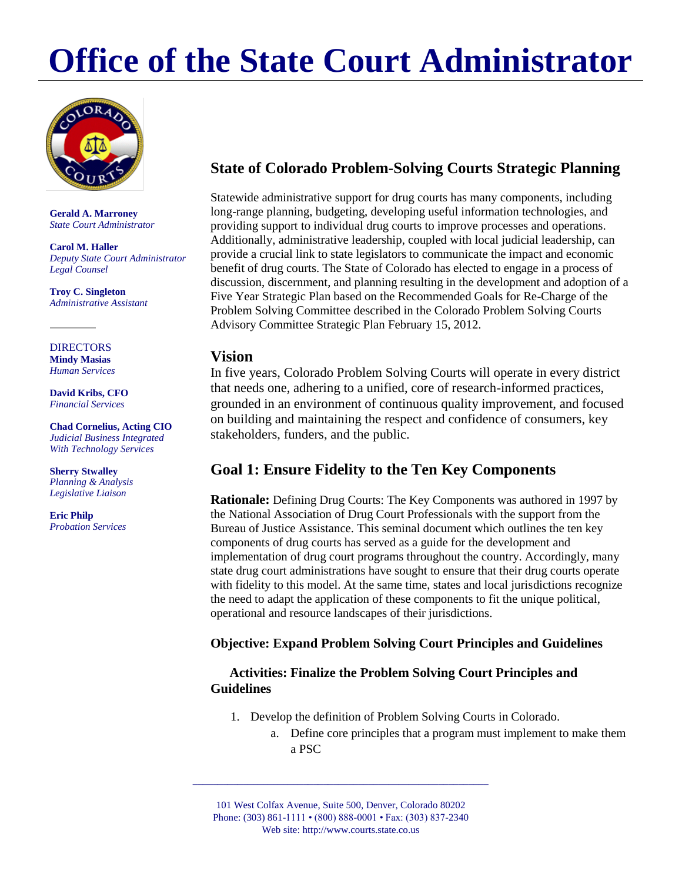# Office of the State Court Administrator

**Gerald A. Marroney**
*State Court Administrator*

**Carol M. Haller**
*Deputy State Court Administrator*
*Legal Counsel*

**Troy C. Singleton**
*Administrative Assistant*

DIRECTORS

**Mindy Masias**
*Human Services*

**David Kribs, CFO**
*Financial Services*

**Chad Cornelius, Acting CIO**
*Judicial Business Integrated With Technology Services*

**Sherry Stwalley**
*Planning & Analysis*
*Legislative Liaison*

**Eric Philp**
*Probation Services*

## State of Colorado Problem-Solving Courts Strategic Planning

Statewide administrative support for drug courts has many components, including long-range planning, budgeting, developing useful information technologies, and providing support to individual drug courts to improve processes and operations. Additionally, administrative leadership, coupled with local judicial leadership, can provide a crucial link to state legislators to communicate the impact and economic benefit of drug courts. The State of Colorado has elected to engage in a process of discussion, discernment, and planning resulting in the development and adoption of a Five Year Strategic Plan based on the Recommended Goals for Re-Charge of the Problem Solving Committee described in the Colorado Problem Solving Courts Advisory Committee Strategic Plan February 15, 2012.

## Vision

In five years, Colorado Problem Solving Courts will operate in every district that needs one, adhering to a unified, core of research-informed practices, grounded in an environment of continuous quality improvement, and focused on building and maintaining the respect and confidence of consumers, key stakeholders, funders, and the public.

## Goal 1: Ensure Fidelity to the Ten Key Components

**Rationale:** Defining Drug Courts: The Key Components was authored in 1997 by the National Association of Drug Court Professionals with the support from the Bureau of Justice Assistance. This seminal document which outlines the ten key components of drug courts has served as a guide for the development and implementation of drug court programs throughout the country. Accordingly, many state drug court administrations have sought to ensure that their drug courts operate with fidelity to this model. At the same time, states and local jurisdictions recognize the need to adapt the application of these components to fit the unique political, operational and resource landscapes of their jurisdictions.

### Objective: Expand Problem Solving Court Principles and Guidelines

#### Activities: Finalize the Problem Solving Court Principles and Guidelines

1. Develop the definition of Problem Solving Courts in Colorado.
   a. Define core principles that a program must implement to make them a PSC

101 West Colfax Avenue, Suite 500, Denver, Colorado 80202
Phone: (303) 861-1111 • (800) 888-0001 • Fax: (303) 837-2340
Web site: http://www.courts.state.co.us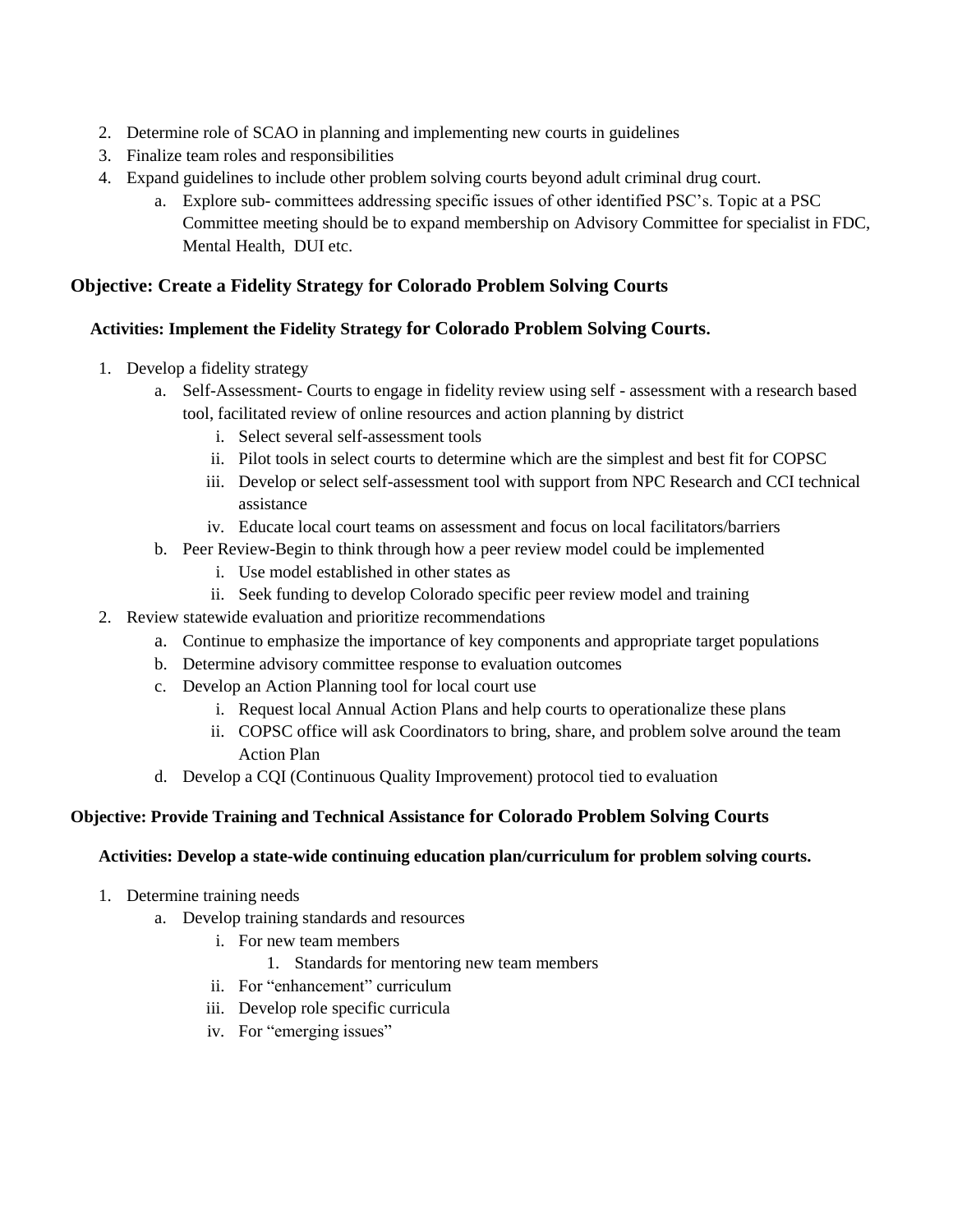2. Determine role of SCAO in planning and implementing new courts in guidelines
3. Finalize team roles and responsibilities
4. Expand guidelines to include other problem solving courts beyond adult criminal drug court.
    a. Explore sub- committees addressing specific issues of other identified PSC's. Topic at a PSC Committee meeting should be to expand membership on Advisory Committee for specialist in FDC, Mental Health, DUI etc.

### Objective: Create a Fidelity Strategy for Colorado Problem Solving Courts

#### Activities: Implement the Fidelity Strategy for Colorado Problem Solving Courts.

1. Develop a fidelity strategy
    a. Self-Assessment- Courts to engage in fidelity review using self - assessment with a research based tool, facilitated review of online resources and action planning by district
        i. Select several self-assessment tools
        ii. Pilot tools in select courts to determine which are the simplest and best fit for COPSC
        iii. Develop or select self-assessment tool with support from NPC Research and CCI technical assistance
        iv. Educate local court teams on assessment and focus on local facilitators/barriers
    b. Peer Review-Begin to think through how a peer review model could be implemented
        i. Use model established in other states as
        ii. Seek funding to develop Colorado specific peer review model and training
2. Review statewide evaluation and prioritize recommendations
    a. Continue to emphasize the importance of key components and appropriate target populations
    b. Determine advisory committee response to evaluation outcomes
    c. Develop an Action Planning tool for local court use
        i. Request local Annual Action Plans and help courts to operationalize these plans
        ii. COPSC office will ask Coordinators to bring, share, and problem solve around the team Action Plan
    d. Develop a CQI (Continuous Quality Improvement) protocol tied to evaluation

### Objective: Provide Training and Technical Assistance for Colorado Problem Solving Courts

#### Activities: Develop a state-wide continuing education plan/curriculum for problem solving courts.

1. Determine training needs
    a. Develop training standards and resources
        i. For new team members
            1. Standards for mentoring new team members
        ii. For "enhancement" curriculum
        iii. Develop role specific curricula
        iv. For "emerging issues"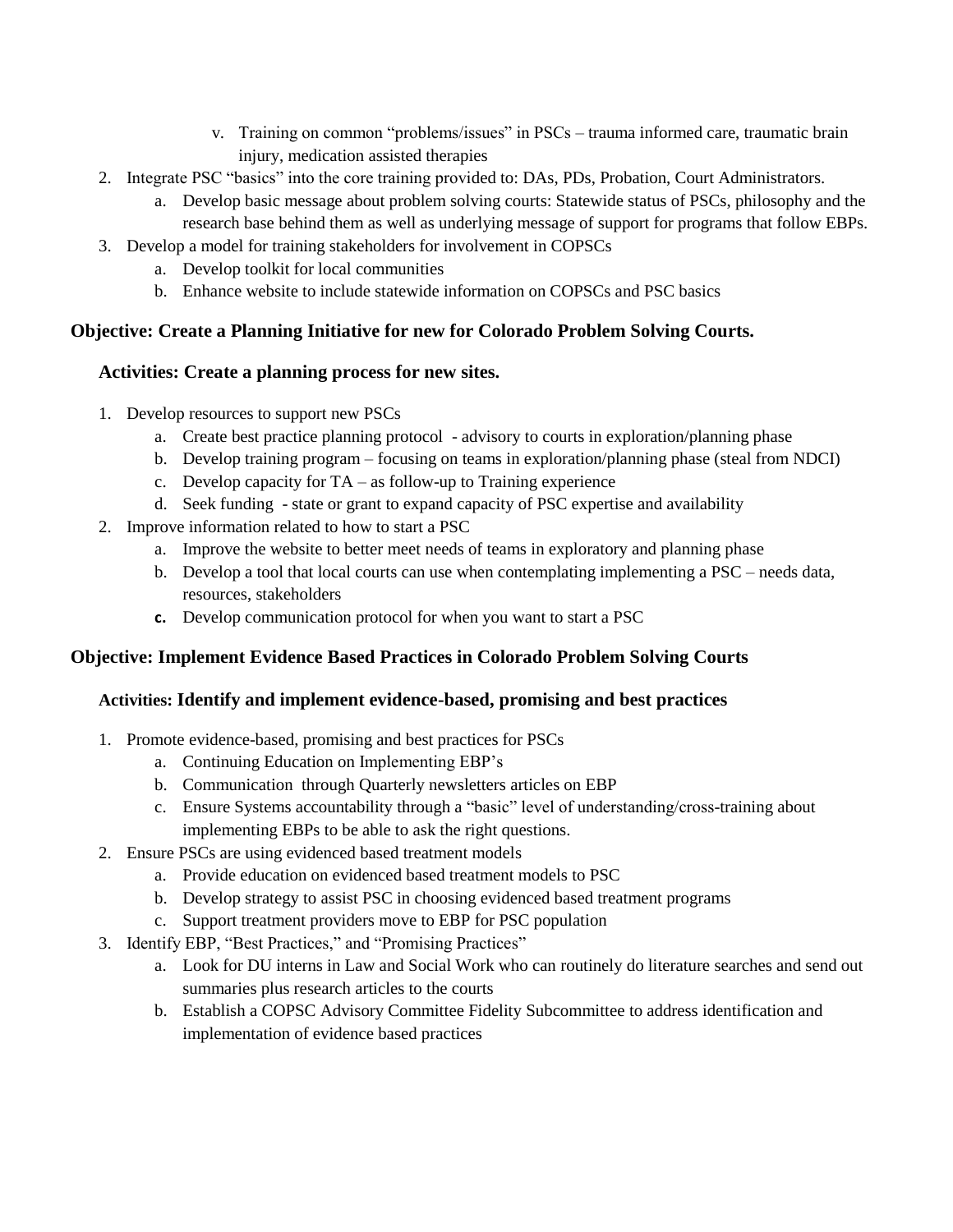v. Training on common “problems/issues” in PSCs – trauma informed care, traumatic brain injury, medication assisted therapies

2. Integrate PSC “basics” into the core training provided to: DAs, PDs, Probation, Court Administrators.
   a. Develop basic message about problem solving courts: Statewide status of PSCs, philosophy and the research base behind them as well as underlying message of support for programs that follow EBPs.
3. Develop a model for training stakeholders for involvement in COPSCs
   a. Develop toolkit for local communities
   b. Enhance website to include statewide information on COPSCs and PSC basics

### Objective: Create a Planning Initiative for new for Colorado Problem Solving Courts.

#### Activities: Create a planning process for new sites.

1. Develop resources to support new PSCs
   a. Create best practice planning protocol - advisory to courts in exploration/planning phase
   b. Develop training program – focusing on teams in exploration/planning phase (steal from NDCI)
   c. Develop capacity for TA – as follow-up to Training experience
   d. Seek funding - state or grant to expand capacity of PSC expertise and availability
2. Improve information related to how to start a PSC
   a. Improve the website to better meet needs of teams in exploratory and planning phase
   b. Develop a tool that local courts can use when contemplating implementing a PSC – needs data, resources, stakeholders
   c. Develop communication protocol for when you want to start a PSC

### Objective: Implement Evidence Based Practices in Colorado Problem Solving Courts

#### Activities: Identify and implement evidence-based, promising and best practices

1. Promote evidence-based, promising and best practices for PSCs
   a. Continuing Education on Implementing EBP’s
   b. Communication through Quarterly newsletters articles on EBP
   c. Ensure Systems accountability through a “basic” level of understanding/cross-training about implementing EBPs to be able to ask the right questions.
2. Ensure PSCs are using evidenced based treatment models
   a. Provide education on evidenced based treatment models to PSC
   b. Develop strategy to assist PSC in choosing evidenced based treatment programs
   c. Support treatment providers move to EBP for PSC population
3. Identify EBP, “Best Practices,” and “Promising Practices”
   a. Look for DU interns in Law and Social Work who can routinely do literature searches and send out summaries plus research articles to the courts
   b. Establish a COPSC Advisory Committee Fidelity Subcommittee to address identification and implementation of evidence based practices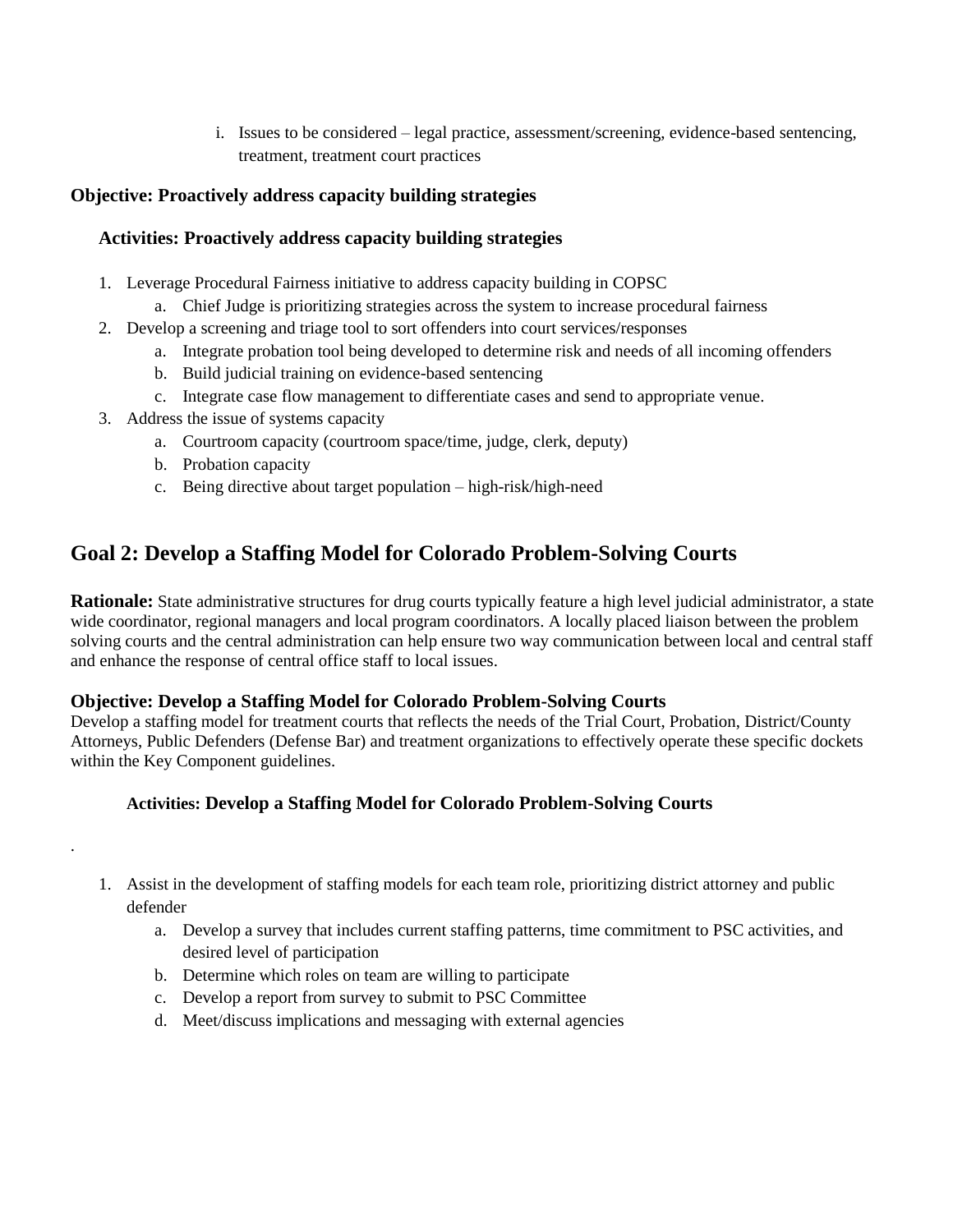i. Issues to be considered – legal practice, assessment/screening, evidence-based sentencing, treatment, treatment court practices

### Objective: Proactively address capacity building strategies

#### Activities: Proactively address capacity building strategies

1. Leverage Procedural Fairness initiative to address capacity building in COPSC
   a. Chief Judge is prioritizing strategies across the system to increase procedural fairness
2. Develop a screening and triage tool to sort offenders into court services/responses
   a. Integrate probation tool being developed to determine risk and needs of all incoming offenders
   b. Build judicial training on evidence-based sentencing
   c. Integrate case flow management to differentiate cases and send to appropriate venue.
3. Address the issue of systems capacity
   a. Courtroom capacity (courtroom space/time, judge, clerk, deputy)
   b. Probation capacity
   c. Being directive about target population – high-risk/high-need

## Goal 2: Develop a Staffing Model for Colorado Problem-Solving Courts

**Rationale:** State administrative structures for drug courts typically feature a high level judicial administrator, a state wide coordinator, regional managers and local program coordinators. A locally placed liaison between the problem solving courts and the central administration can help ensure two way communication between local and central staff and enhance the response of central office staff to local issues.

### Objective: Develop a Staffing Model for Colorado Problem-Solving Courts

Develop a staffing model for treatment courts that reflects the needs of the Trial Court, Probation, District/County Attorneys, Public Defenders (Defense Bar) and treatment organizations to effectively operate these specific dockets within the Key Component guidelines.

#### Activities: Develop a Staffing Model for Colorado Problem-Solving Courts

.

1. Assist in the development of staffing models for each team role, prioritizing district attorney and public defender
   a. Develop a survey that includes current staffing patterns, time commitment to PSC activities, and desired level of participation
   b. Determine which roles on team are willing to participate
   c. Develop a report from survey to submit to PSC Committee
   d. Meet/discuss implications and messaging with external agencies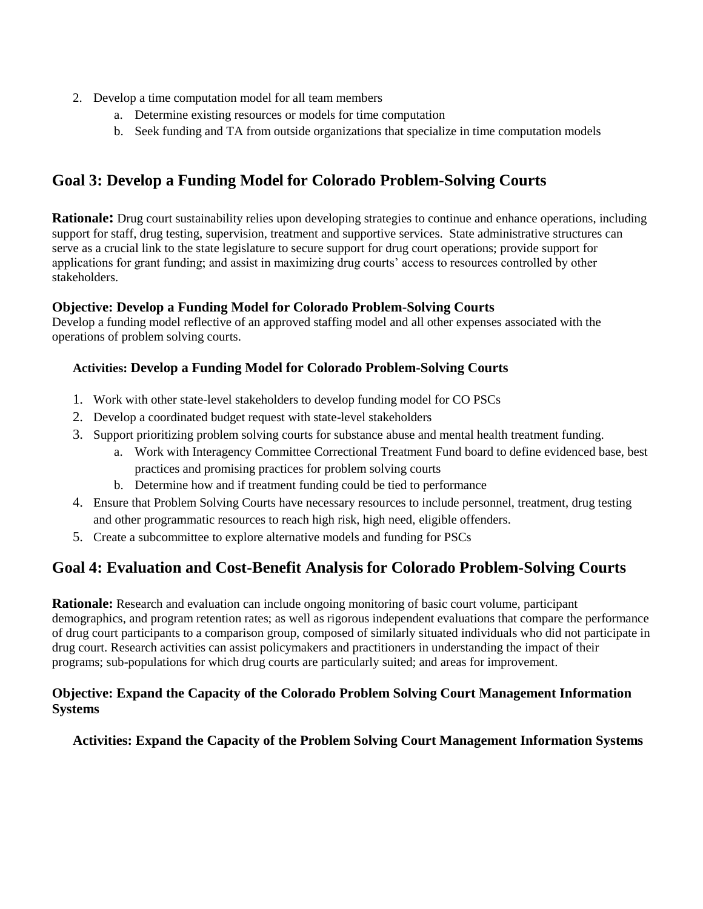2. Develop a time computation model for all team members
    a. Determine existing resources or models for time computation
    b. Seek funding and TA from outside organizations that specialize in time computation models

## Goal 3: Develop a Funding Model for Colorado Problem-Solving Courts

**Rationale:** Drug court sustainability relies upon developing strategies to continue and enhance operations, including support for staff, drug testing, supervision, treatment and supportive services. State administrative structures can serve as a crucial link to the state legislature to secure support for drug court operations; provide support for applications for grant funding; and assist in maximizing drug courts' access to resources controlled by other stakeholders.

### Objective: Develop a Funding Model for Colorado Problem-Solving Courts

Develop a funding model reflective of an approved staffing model and all other expenses associated with the operations of problem solving courts.

#### Activities: Develop a Funding Model for Colorado Problem-Solving Courts

1. Work with other state-level stakeholders to develop funding model for CO PSCs
2. Develop a coordinated budget request with state-level stakeholders
3. Support prioritizing problem solving courts for substance abuse and mental health treatment funding.
    a. Work with Interagency Committee Correctional Treatment Fund board to define evidenced base, best practices and promising practices for problem solving courts
    b. Determine how and if treatment funding could be tied to performance
4. Ensure that Problem Solving Courts have necessary resources to include personnel, treatment, drug testing and other programmatic resources to reach high risk, high need, eligible offenders.
5. Create a subcommittee to explore alternative models and funding for PSCs

## Goal 4: Evaluation and Cost-Benefit Analysis for Colorado Problem-Solving Courts

**Rationale:** Research and evaluation can include ongoing monitoring of basic court volume, participant demographics, and program retention rates; as well as rigorous independent evaluations that compare the performance of drug court participants to a comparison group, composed of similarly situated individuals who did not participate in drug court. Research activities can assist policymakers and practitioners in understanding the impact of their programs; sub-populations for which drug courts are particularly suited; and areas for improvement.

### Objective: Expand the Capacity of the Colorado Problem Solving Court Management Information Systems

#### Activities: Expand the Capacity of the Problem Solving Court Management Information Systems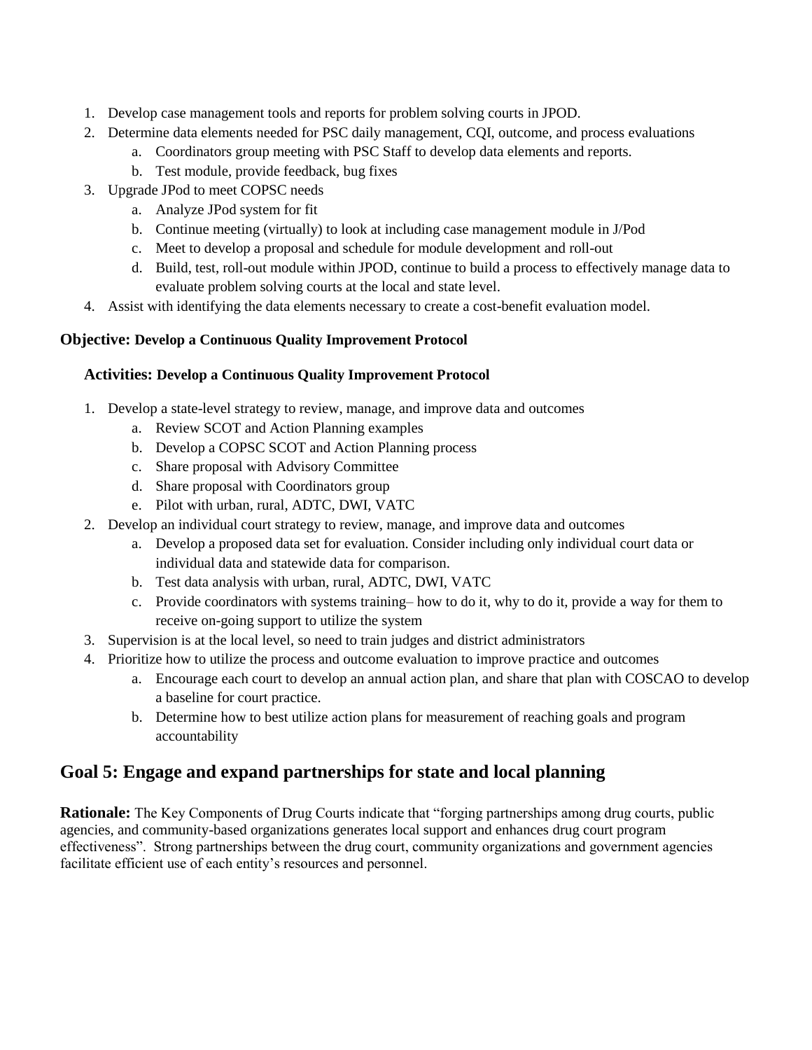1. Develop case management tools and reports for problem solving courts in JPOD.
2. Determine data elements needed for PSC daily management, CQI, outcome, and process evaluations
   a. Coordinators group meeting with PSC Staff to develop data elements and reports.
   b. Test module, provide feedback, bug fixes
3. Upgrade JPod to meet COPSC needs
   a. Analyze JPod system for fit
   b. Continue meeting (virtually) to look at including case management module in J/Pod
   c. Meet to develop a proposal and schedule for module development and roll-out
   d. Build, test, roll-out module within JPOD, continue to build a process to effectively manage data to evaluate problem solving courts at the local and state level.
4. Assist with identifying the data elements necessary to create a cost-benefit evaluation model.

**Objective: Develop a Continuous Quality Improvement Protocol**

**Activities: Develop a Continuous Quality Improvement Protocol**

1. Develop a state-level strategy to review, manage, and improve data and outcomes
   a. Review SCOT and Action Planning examples
   b. Develop a COPSC SCOT and Action Planning process
   c. Share proposal with Advisory Committee
   d. Share proposal with Coordinators group
   e. Pilot with urban, rural, ADTC, DWI, VATC
2. Develop an individual court strategy to review, manage, and improve data and outcomes
   a. Develop a proposed data set for evaluation. Consider including only individual court data or individual data and statewide data for comparison.
   b. Test data analysis with urban, rural, ADTC, DWI, VATC
   c. Provide coordinators with systems training– how to do it, why to do it, provide a way for them to receive on-going support to utilize the system
3. Supervision is at the local level, so need to train judges and district administrators
4. Prioritize how to utilize the process and outcome evaluation to improve practice and outcomes
   a. Encourage each court to develop an annual action plan, and share that plan with COSCAO to develop a baseline for court practice.
   b. Determine how to best utilize action plans for measurement of reaching goals and program accountability

## Goal 5: Engage and expand partnerships for state and local planning

**Rationale:** The Key Components of Drug Courts indicate that "forging partnerships among drug courts, public agencies, and community-based organizations generates local support and enhances drug court program effectiveness". Strong partnerships between the drug court, community organizations and government agencies facilitate efficient use of each entity's resources and personnel.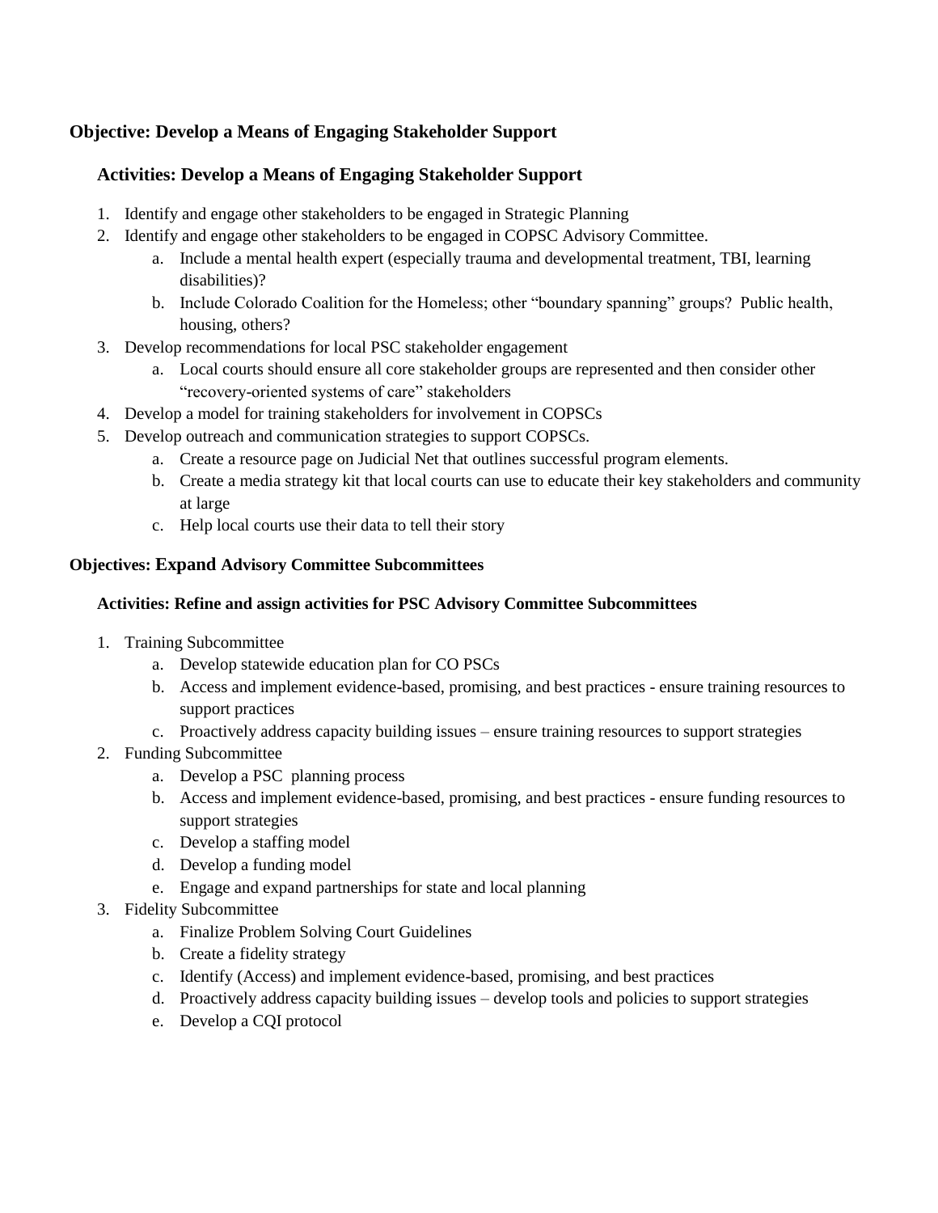## Objective: Develop a Means of Engaging Stakeholder Support

### Activities: Develop a Means of Engaging Stakeholder Support

1. Identify and engage other stakeholders to be engaged in Strategic Planning
2. Identify and engage other stakeholders to be engaged in COPSC Advisory Committee.
   a. Include a mental health expert (especially trauma and developmental treatment, TBI, learning disabilities)?
   b. Include Colorado Coalition for the Homeless; other "boundary spanning" groups? Public health, housing, others?
3. Develop recommendations for local PSC stakeholder engagement
   a. Local courts should ensure all core stakeholder groups are represented and then consider other "recovery-oriented systems of care" stakeholders
4. Develop a model for training stakeholders for involvement in COPSCs
5. Develop outreach and communication strategies to support COPSCs.
   a. Create a resource page on Judicial Net that outlines successful program elements.
   b. Create a media strategy kit that local courts can use to educate their key stakeholders and community at large
   c. Help local courts use their data to tell their story

## Objectives: Expand Advisory Committee Subcommittees

### Activities: Refine and assign activities for PSC Advisory Committee Subcommittees

1. Training Subcommittee
   a. Develop statewide education plan for CO PSCs
   b. Access and implement evidence-based, promising, and best practices - ensure training resources to support practices
   c. Proactively address capacity building issues – ensure training resources to support strategies
2. Funding Subcommittee
   a. Develop a PSC planning process
   b. Access and implement evidence-based, promising, and best practices - ensure funding resources to support strategies
   c. Develop a staffing model
   d. Develop a funding model
   e. Engage and expand partnerships for state and local planning
3. Fidelity Subcommittee
   a. Finalize Problem Solving Court Guidelines
   b. Create a fidelity strategy
   c. Identify (Access) and implement evidence-based, promising, and best practices
   d. Proactively address capacity building issues – develop tools and policies to support strategies
   e. Develop a CQI protocol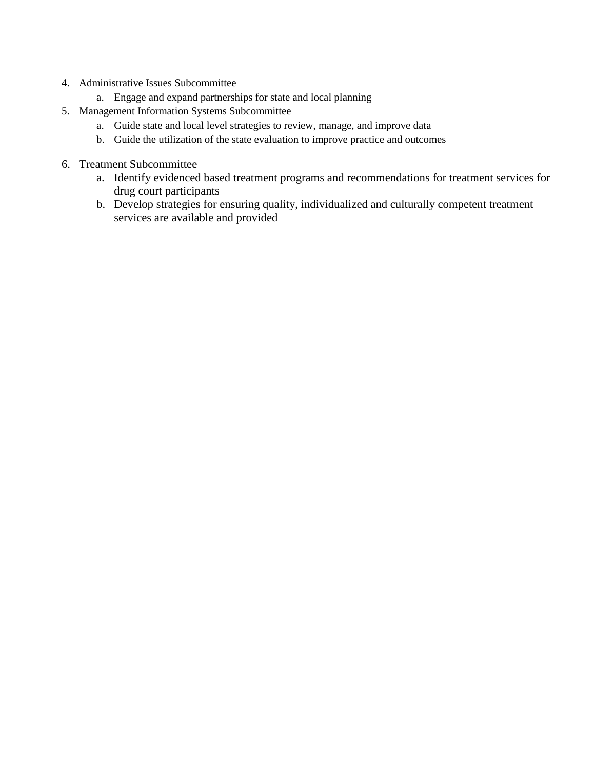4. Administrative Issues Subcommittee
    a. Engage and expand partnerships for state and local planning
5. Management Information Systems Subcommittee
    a. Guide state and local level strategies to review, manage, and improve data
    b. Guide the utilization of the state evaluation to improve practice and outcomes
6. Treatment Subcommittee
    a. Identify evidenced based treatment programs and recommendations for treatment services for drug court participants
    b. Develop strategies for ensuring quality, individualized and culturally competent treatment services are available and provided